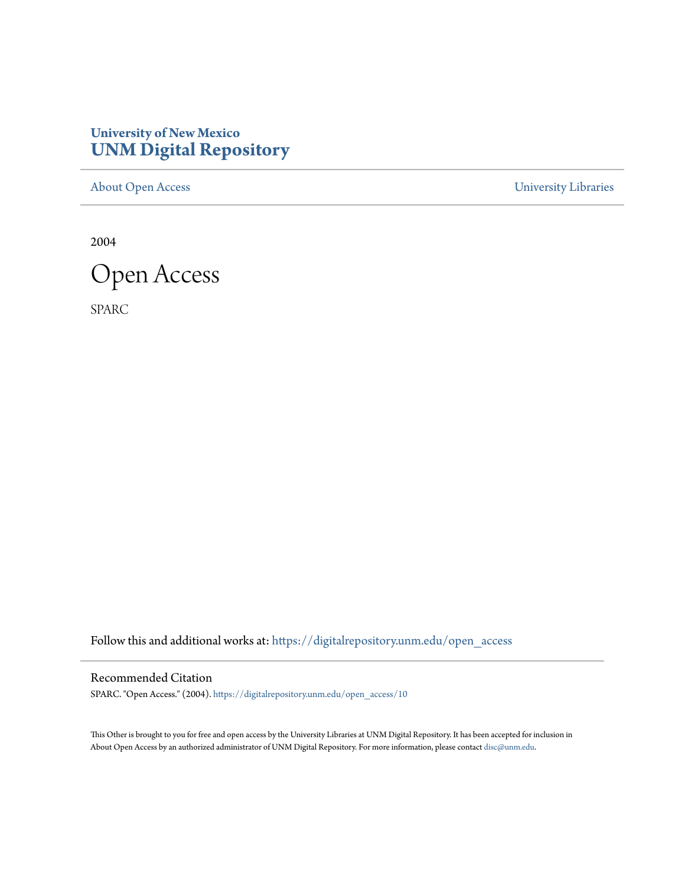University of New Mexico

**UNM Digital Repository**

About Open Access | University Libraries

2004

# Open Access

SPARC

Follow this and additional works at: https://digitalrepository.unm.edu/open_access

## Recommended Citation

SPARC. "Open Access." (2004). https://digitalrepository.unm.edu/open_access/10

This Other is brought to you for free and open access by the University Libraries at UNM Digital Repository. It has been accepted for inclusion in About Open Access by an authorized administrator of UNM Digital Repository. For more information, please contact disc@unm.edu.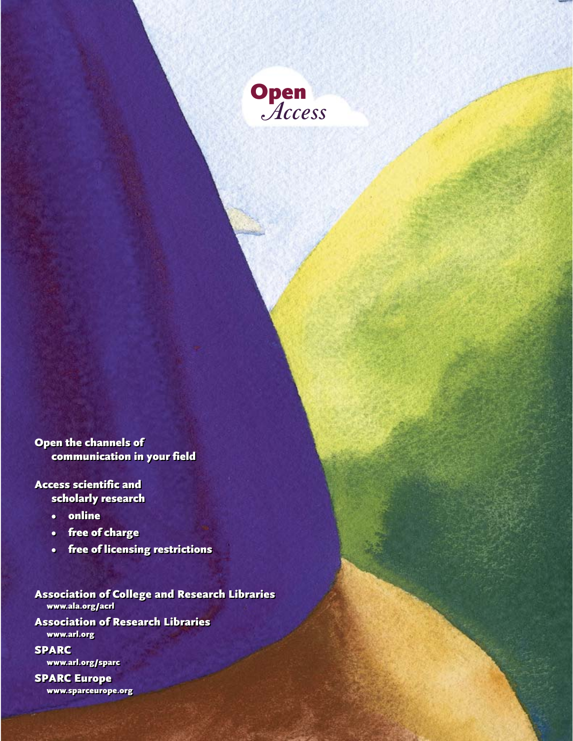# Open *Access*

**Open the channels of communication in your field**

**Access scientific and scholarly research**

- **online**
- **free of charge**
- **free of licensing restrictions**

**Association of College and Research Libraries**
www.ala.org/acrl

**Association of Research Libraries**
www.arl.org

**SPARC**
www.arl.org/sparc

**SPARC Europe**
www.sparceurope.org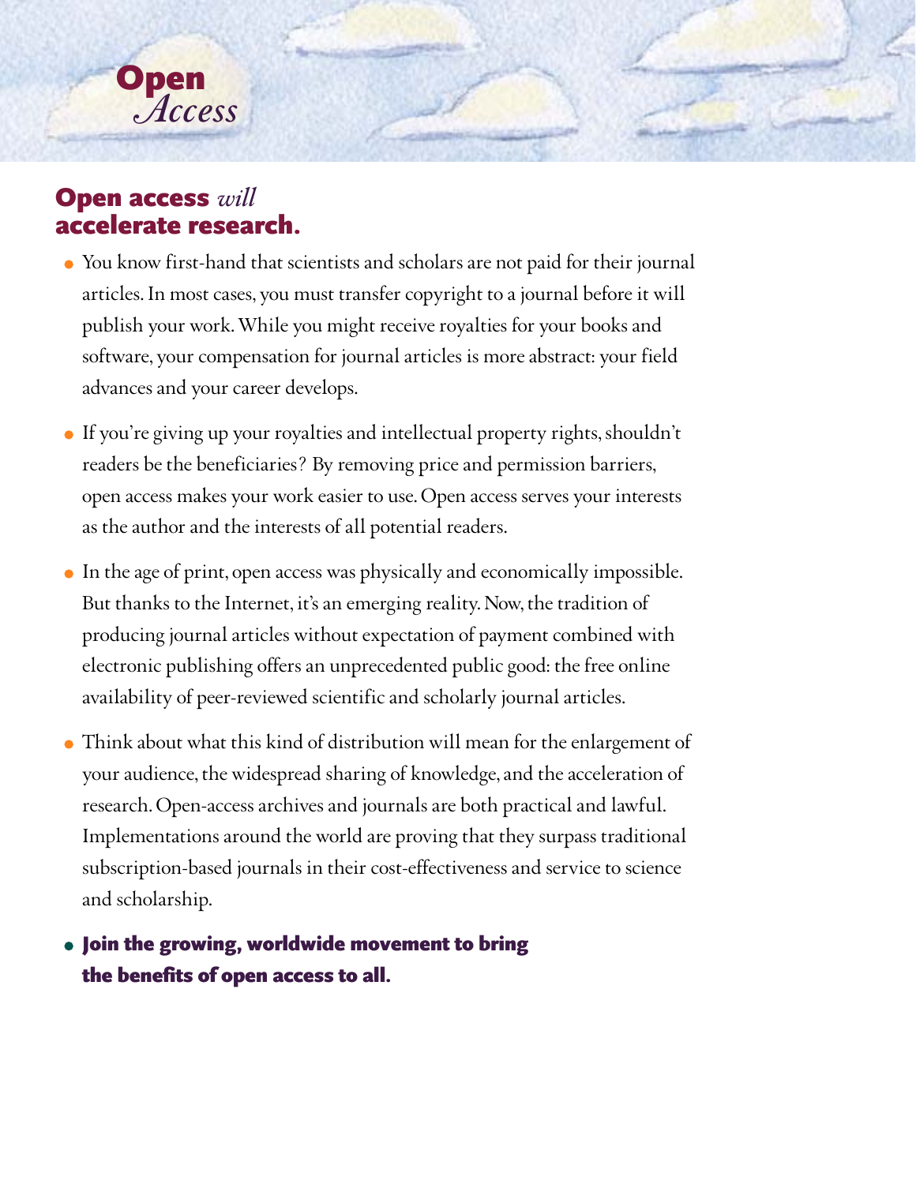# Open *Access*

## Open access *will* accelerate research.

- You know first-hand that scientists and scholars are not paid for their journal articles. In most cases, you must transfer copyright to a journal before it will publish your work. While you might receive royalties for your books and software, your compensation for journal articles is more abstract: your field advances and your career develops.

- If you're giving up your royalties and intellectual property rights, shouldn't readers be the beneficiaries? By removing price and permission barriers, open access makes your work easier to use. Open access serves your interests as the author and the interests of all potential readers.

- In the age of print, open access was physically and economically impossible. But thanks to the Internet, it's an emerging reality. Now, the tradition of producing journal articles without expectation of payment combined with electronic publishing offers an unprecedented public good: the free online availability of peer-reviewed scientific and scholarly journal articles.

- Think about what this kind of distribution will mean for the enlargement of your audience, the widespread sharing of knowledge, and the acceleration of research. Open-access archives and journals are both practical and lawful. Implementations around the world are proving that they surpass traditional subscription-based journals in their cost-effectiveness and service to science and scholarship.

- **Join the growing, worldwide movement to bring the benefits of open access to all.**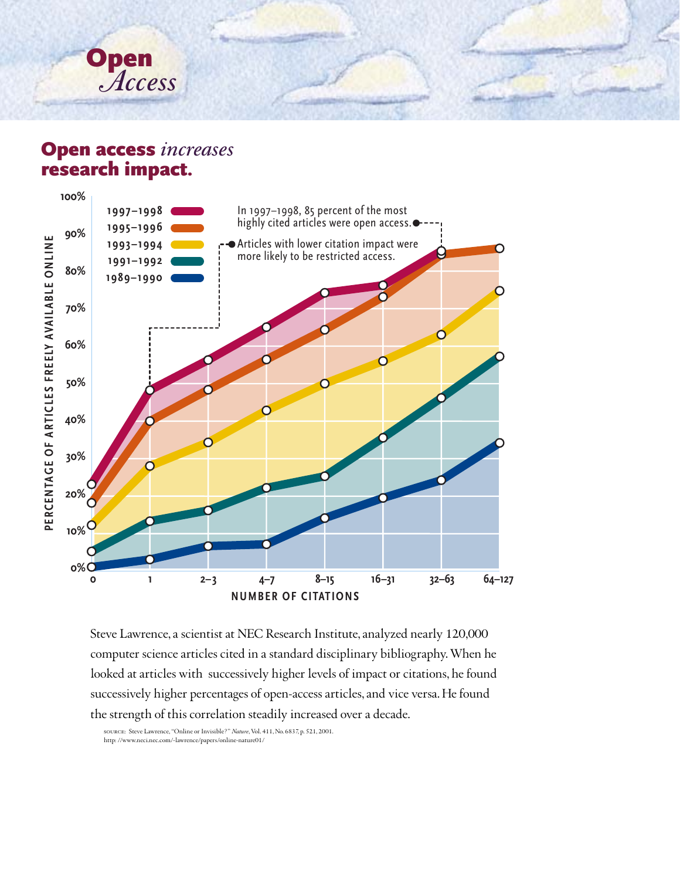# Open *Access*

## Open access *increases* research impact.

Steve Lawrence, a scientist at NEC Research Institute, analyzed nearly 120,000 computer science articles cited in a standard disciplinary bibliography. When he looked at articles with successively higher levels of impact or citations, he found successively higher percentages of open-access articles, and vice versa. He found the strength of this correlation steadily increased over a decade.

SOURCE: Steve Lawrence, "Online or Invisible?" *Nature*, Vol. 411, No. 6837, p. 521, 2001. http://www.neci.nec.com/-lawrence/papers/online-nature01/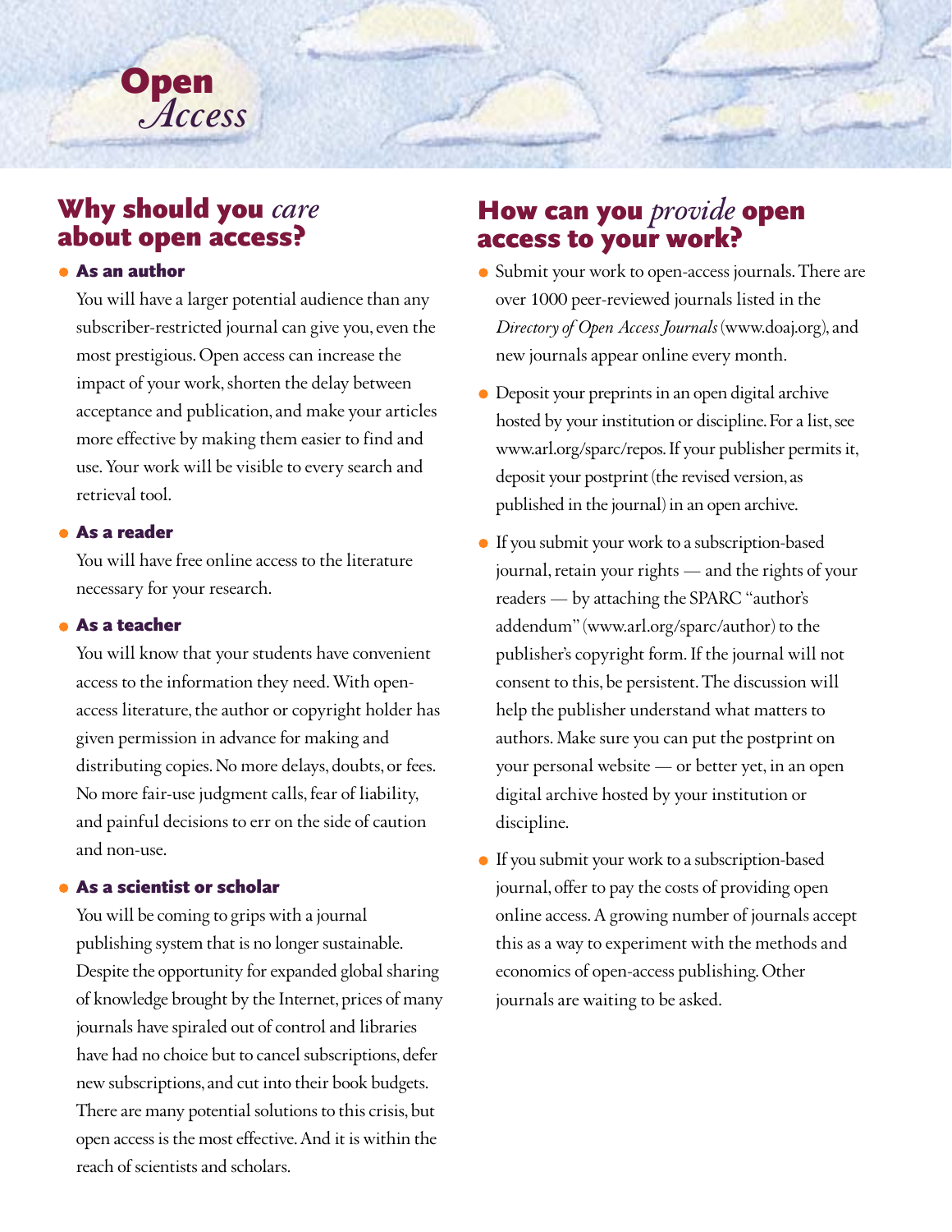# Open *Access*

## Why should you *care* about open access?

- **As an author**

  You will have a larger potential audience than any subscriber-restricted journal can give you, even the most prestigious. Open access can increase the impact of your work, shorten the delay between acceptance and publication, and make your articles more effective by making them easier to find and use. Your work will be visible to every search and retrieval tool.

- **As a reader**

  You will have free online access to the literature necessary for your research.

- **As a teacher**

  You will know that your students have convenient access to the information they need. With open-access literature, the author or copyright holder has given permission in advance for making and distributing copies. No more delays, doubts, or fees. No more fair-use judgment calls, fear of liability, and painful decisions to err on the side of caution and non-use.

- **As a scientist or scholar**

  You will be coming to grips with a journal publishing system that is no longer sustainable. Despite the opportunity for expanded global sharing of knowledge brought by the Internet, prices of many journals have spiraled out of control and libraries have had no choice but to cancel subscriptions, defer new subscriptions, and cut into their book budgets. There are many potential solutions to this crisis, but open access is the most effective. And it is within the reach of scientists and scholars.

## How can you *provide* open access to your work?

- Submit your work to open-access journals. There are over 1000 peer-reviewed journals listed in the *Directory of Open Access Journals* (www.doaj.org), and new journals appear online every month.

- Deposit your preprints in an open digital archive hosted by your institution or discipline. For a list, see www.arl.org/sparc/repos. If your publisher permits it, deposit your postprint (the revised version, as published in the journal) in an open archive.

- If you submit your work to a subscription-based journal, retain your rights — and the rights of your readers — by attaching the SPARC "author's addendum" (www.arl.org/sparc/author) to the publisher's copyright form. If the journal will not consent to this, be persistent. The discussion will help the publisher understand what matters to authors. Make sure you can put the postprint on your personal website — or better yet, in an open digital archive hosted by your institution or discipline.

- If you submit your work to a subscription-based journal, offer to pay the costs of providing open online access. A growing number of journals accept this as a way to experiment with the methods and economics of open-access publishing. Other journals are waiting to be asked.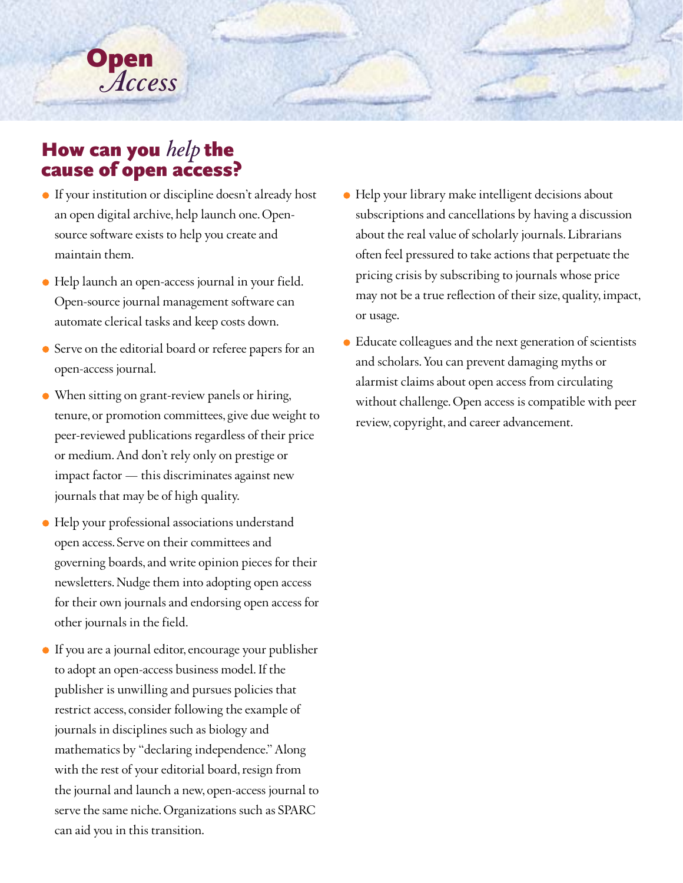## How can you *help* the cause of open access?

- If your institution or discipline doesn't already host an open digital archive, help launch one. Open-source software exists to help you create and maintain them.
- Help launch an open-access journal in your field. Open-source journal management software can automate clerical tasks and keep costs down.
- Serve on the editorial board or referee papers for an open-access journal.
- When sitting on grant-review panels or hiring, tenure, or promotion committees, give due weight to peer-reviewed publications regardless of their price or medium. And don't rely only on prestige or impact factor — this discriminates against new journals that may be of high quality.
- Help your professional associations understand open access. Serve on their committees and governing boards, and write opinion pieces for their newsletters. Nudge them into adopting open access for their own journals and endorsing open access for other journals in the field.
- If you are a journal editor, encourage your publisher to adopt an open-access business model. If the publisher is unwilling and pursues policies that restrict access, consider following the example of journals in disciplines such as biology and mathematics by "declaring independence." Along with the rest of your editorial board, resign from the journal and launch a new, open-access journal to serve the same niche. Organizations such as SPARC can aid you in this transition.
- Help your library make intelligent decisions about subscriptions and cancellations by having a discussion about the real value of scholarly journals. Librarians often feel pressured to take actions that perpetuate the pricing crisis by subscribing to journals whose price may not be a true reflection of their size, quality, impact, or usage.
- Educate colleagues and the next generation of scientists and scholars. You can prevent damaging myths or alarmist claims about open access from circulating without challenge. Open access is compatible with peer review, copyright, and career advancement.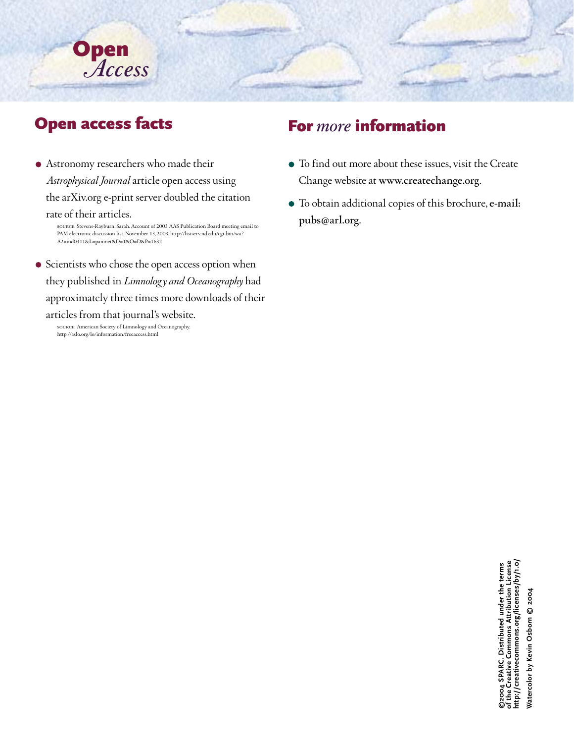# Open *Access*

## Open access facts

- Astronomy researchers who made their *Astrophysical Journal* article open access using the arXiv.org e-print server doubled the citation rate of their articles.

  SOURCE: Stevens-Rayburn, Sarah. Account of 2003 AAS Publication Board meeting email to PAM electronic discussion list, November 13, 2003. http://listserv.nd.edu/cgi-bin/wa?A2=ind0311&L=pamnet&D=1&O=D&P=1632

- Scientists who chose the open access option when they published in *Limnology and Oceanography* had approximately three times more downloads of their articles from that journal's website.

  SOURCE: American Society of Limnology and Oceanography. http://aslo.org/lo/information/freeaccess.html

## For *more* information

- To find out more about these issues, visit the Create Change website at **www.createchange.org**.
- To obtain additional copies of this brochure, **e-mail: pubs@arl.org**.

©2004 SPARC. Distributed under the terms of the Creative Commons Attribution License http://creativecommons.org/licenses/by/1.0/

Watercolor by Kevin Osborn © 2004